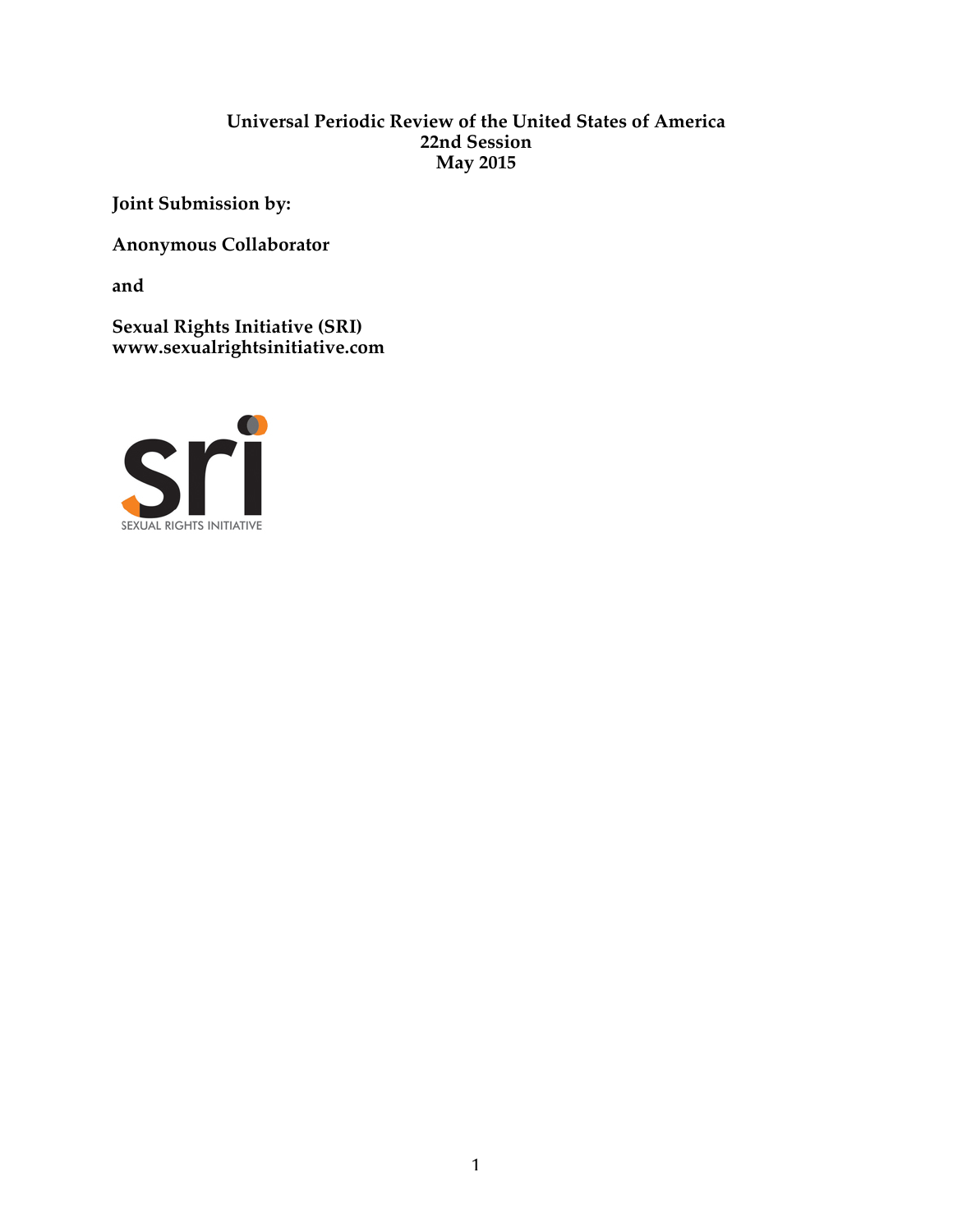**Universal Periodic Review of the United States of America**
**22nd Session**
**May 2015**

**Joint Submission by:**

**Anonymous Collaborator**

**and**

**Sexual Rights Initiative (SRI)**
**www.sexualrightsinitiative.com**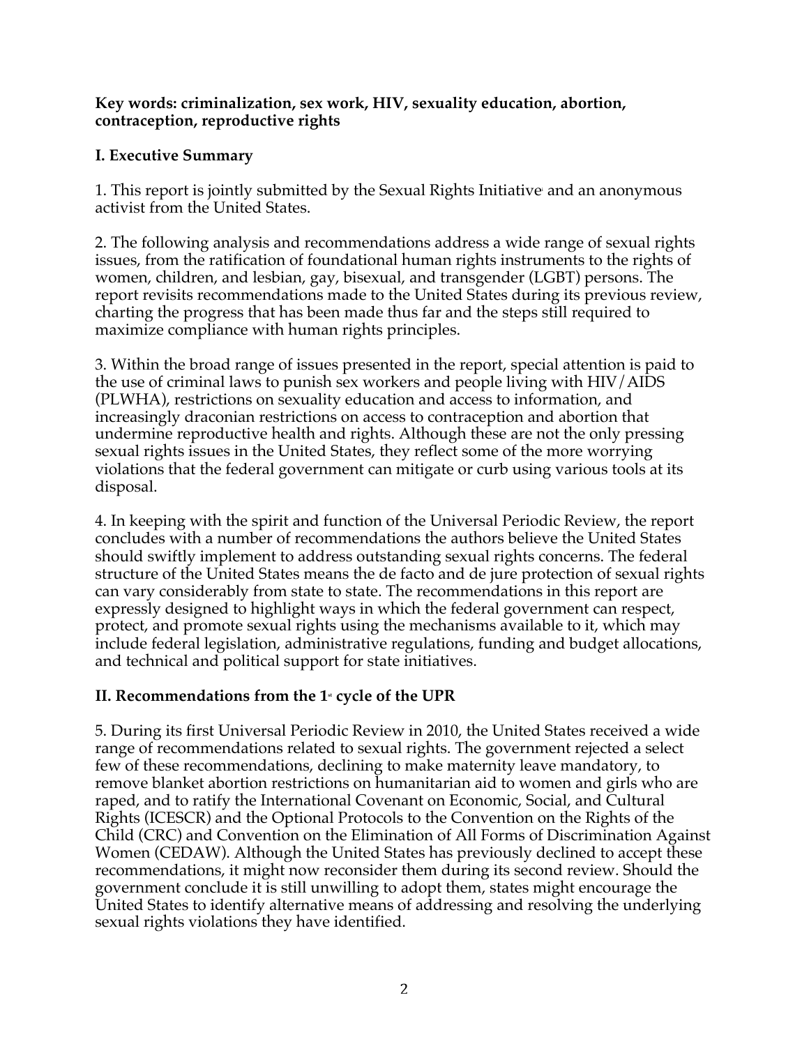**Key words: criminalization, sex work, HIV, sexuality education, abortion, contraception, reproductive rights**

## I. Executive Summary

1. This report is jointly submitted by the Sexual Rights Initiative[1] and an anonymous activist from the United States.

2. The following analysis and recommendations address a wide range of sexual rights issues, from the ratification of foundational human rights instruments to the rights of women, children, and lesbian, gay, bisexual, and transgender (LGBT) persons. The report revisits recommendations made to the United States during its previous review, charting the progress that has been made thus far and the steps still required to maximize compliance with human rights principles.

3. Within the broad range of issues presented in the report, special attention is paid to the use of criminal laws to punish sex workers and people living with HIV/AIDS (PLWHA), restrictions on sexuality education and access to information, and increasingly draconian restrictions on access to contraception and abortion that undermine reproductive health and rights. Although these are not the only pressing sexual rights issues in the United States, they reflect some of the more worrying violations that the federal government can mitigate or curb using various tools at its disposal.

4. In keeping with the spirit and function of the Universal Periodic Review, the report concludes with a number of recommendations the authors believe the United States should swiftly implement to address outstanding sexual rights concerns. The federal structure of the United States means the de facto and de jure protection of sexual rights can vary considerably from state to state. The recommendations in this report are expressly designed to highlight ways in which the federal government can respect, protect, and promote sexual rights using the mechanisms available to it, which may include federal legislation, administrative regulations, funding and budget allocations, and technical and political support for state initiatives.

## II. Recommendations from the 1st cycle of the UPR

5. During its first Universal Periodic Review in 2010, the United States received a wide range of recommendations related to sexual rights. The government rejected a select few of these recommendations, declining to make maternity leave mandatory, to remove blanket abortion restrictions on humanitarian aid to women and girls who are raped, and to ratify the International Covenant on Economic, Social, and Cultural Rights (ICESCR) and the Optional Protocols to the Convention on the Rights of the Child (CRC) and Convention on the Elimination of All Forms of Discrimination Against Women (CEDAW). Although the United States has previously declined to accept these recommendations, it might now reconsider them during its second review. Should the government conclude it is still unwilling to adopt them, states might encourage the United States to identify alternative means of addressing and resolving the underlying sexual rights violations they have identified.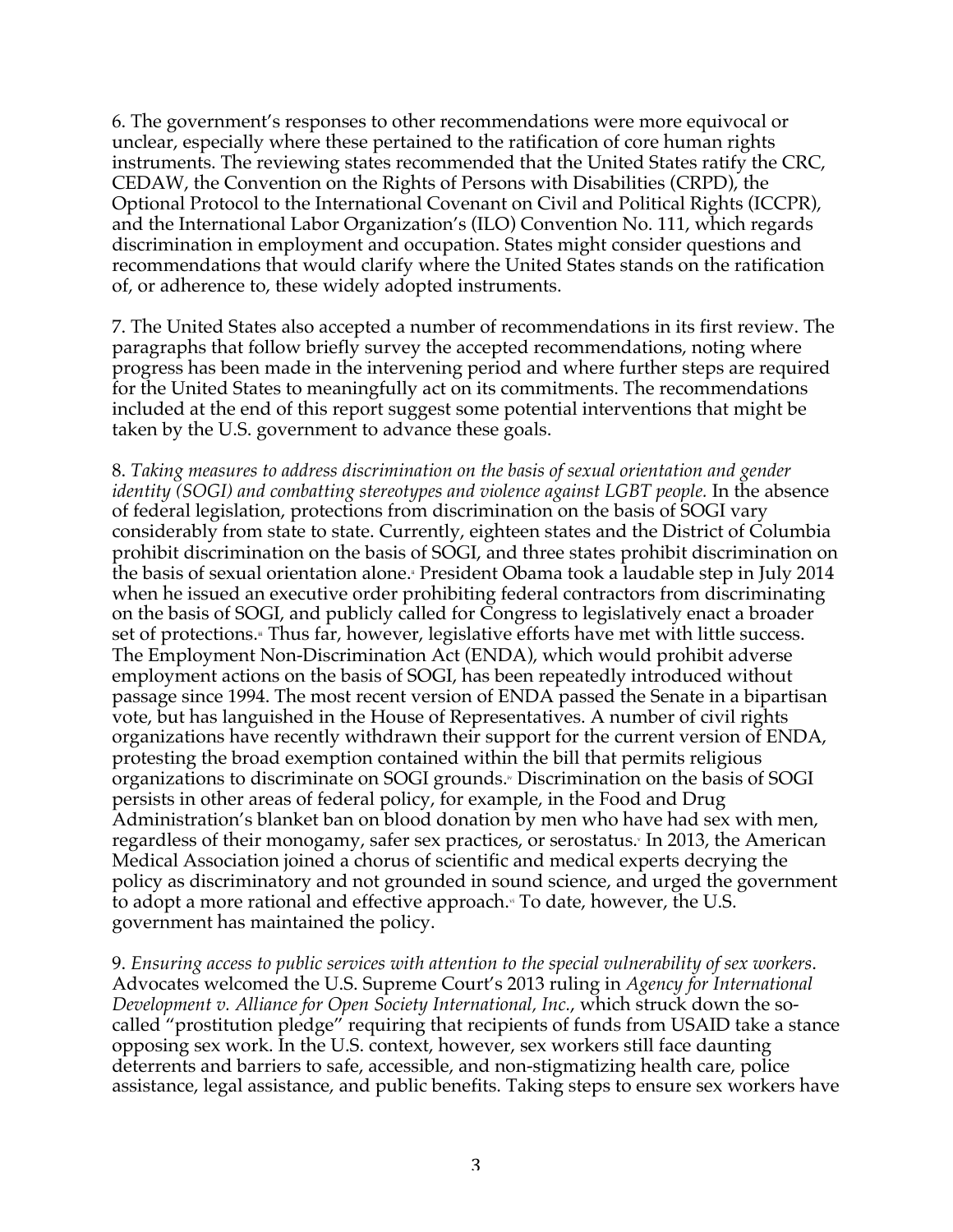6. The government's responses to other recommendations were more equivocal or unclear, especially where these pertained to the ratification of core human rights instruments. The reviewing states recommended that the United States ratify the CRC, CEDAW, the Convention on the Rights of Persons with Disabilities (CRPD), the Optional Protocol to the International Covenant on Civil and Political Rights (ICCPR), and the International Labor Organization's (ILO) Convention No. 111, which regards discrimination in employment and occupation. States might consider questions and recommendations that would clarify where the United States stands on the ratification of, or adherence to, these widely adopted instruments.

7. The United States also accepted a number of recommendations in its first review. The paragraphs that follow briefly survey the accepted recommendations, noting where progress has been made in the intervening period and where further steps are required for the United States to meaningfully act on its commitments. The recommendations included at the end of this report suggest some potential interventions that might be taken by the U.S. government to advance these goals.

8. *Taking measures to address discrimination on the basis of sexual orientation and gender identity (SOGI) and combatting stereotypes and violence against LGBT people.* In the absence of federal legislation, protections from discrimination on the basis of SOGI vary considerably from state to state. Currently, eighteen states and the District of Columbia prohibit discrimination on the basis of SOGI, and three states prohibit discrimination on the basis of sexual orientation alone.[ii] President Obama took a laudable step in July 2014 when he issued an executive order prohibiting federal contractors from discriminating on the basis of SOGI, and publicly called for Congress to legislatively enact a broader set of protections.[iii] Thus far, however, legislative efforts have met with little success. The Employment Non-Discrimination Act (ENDA), which would prohibit adverse employment actions on the basis of SOGI, has been repeatedly introduced without passage since 1994. The most recent version of ENDA passed the Senate in a bipartisan vote, but has languished in the House of Representatives. A number of civil rights organizations have recently withdrawn their support for the current version of ENDA, protesting the broad exemption contained within the bill that permits religious organizations to discriminate on SOGI grounds.[iv] Discrimination on the basis of SOGI persists in other areas of federal policy, for example, in the Food and Drug Administration's blanket ban on blood donation by men who have had sex with men, regardless of their monogamy, safer sex practices, or serostatus.[v] In 2013, the American Medical Association joined a chorus of scientific and medical experts decrying the policy as discriminatory and not grounded in sound science, and urged the government to adopt a more rational and effective approach.[vi] To date, however, the U.S. government has maintained the policy.

9. *Ensuring access to public services with attention to the special vulnerability of sex workers*. Advocates welcomed the U.S. Supreme Court's 2013 ruling in *Agency for International Development v. Alliance for Open Society International, Inc.*, which struck down the so-called "prostitution pledge" requiring that recipients of funds from USAID take a stance opposing sex work. In the U.S. context, however, sex workers still face daunting deterrents and barriers to safe, accessible, and non-stigmatizing health care, police assistance, legal assistance, and public benefits. Taking steps to ensure sex workers have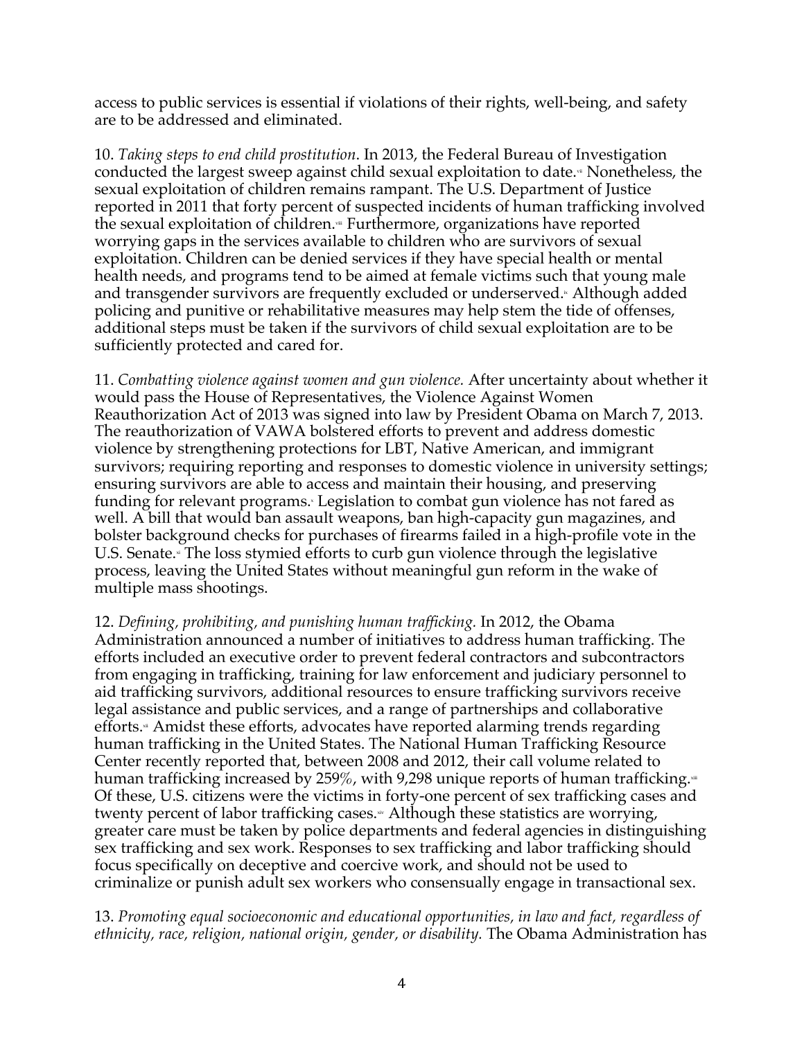access to public services is essential if violations of their rights, well-being, and safety are to be addressed and eliminated.

10. *Taking steps to end child prostitution*. In 2013, the Federal Bureau of Investigation conducted the largest sweep against child sexual exploitation to date.[vii] Nonetheless, the sexual exploitation of children remains rampant. The U.S. Department of Justice reported in 2011 that forty percent of suspected incidents of human trafficking involved the sexual exploitation of children.[viii] Furthermore, organizations have reported worrying gaps in the services available to children who are survivors of sexual exploitation. Children can be denied services if they have special health or mental health needs, and programs tend to be aimed at female victims such that young male and transgender survivors are frequently excluded or underserved.[ix] Although added policing and punitive or rehabilitative measures may help stem the tide of offenses, additional steps must be taken if the survivors of child sexual exploitation are to be sufficiently protected and cared for.

11. *Combatting violence against women and gun violence.* After uncertainty about whether it would pass the House of Representatives, the Violence Against Women Reauthorization Act of 2013 was signed into law by President Obama on March 7, 2013. The reauthorization of VAWA bolstered efforts to prevent and address domestic violence by strengthening protections for LBT, Native American, and immigrant survivors; requiring reporting and responses to domestic violence in university settings; ensuring survivors are able to access and maintain their housing, and preserving funding for relevant programs.[x] Legislation to combat gun violence has not fared as well. A bill that would ban assault weapons, ban high-capacity gun magazines, and bolster background checks for purchases of firearms failed in a high-profile vote in the U.S. Senate.[xi] The loss stymied efforts to curb gun violence through the legislative process, leaving the United States without meaningful gun reform in the wake of multiple mass shootings.

12. *Defining, prohibiting, and punishing human trafficking.* In 2012, the Obama Administration announced a number of initiatives to address human trafficking. The efforts included an executive order to prevent federal contractors and subcontractors from engaging in trafficking, training for law enforcement and judiciary personnel to aid trafficking survivors, additional resources to ensure trafficking survivors receive legal assistance and public services, and a range of partnerships and collaborative efforts.[xii] Amidst these efforts, advocates have reported alarming trends regarding human trafficking in the United States. The National Human Trafficking Resource Center recently reported that, between 2008 and 2012, their call volume related to human trafficking increased by 259%, with 9,298 unique reports of human trafficking.[xiii] Of these, U.S. citizens were the victims in forty-one percent of sex trafficking cases and twenty percent of labor trafficking cases.[xiv] Although these statistics are worrying, greater care must be taken by police departments and federal agencies in distinguishing sex trafficking and sex work. Responses to sex trafficking and labor trafficking should focus specifically on deceptive and coercive work, and should not be used to criminalize or punish adult sex workers who consensually engage in transactional sex.

13. *Promoting equal socioeconomic and educational opportunities, in law and fact, regardless of ethnicity, race, religion, national origin, gender, or disability.* The Obama Administration has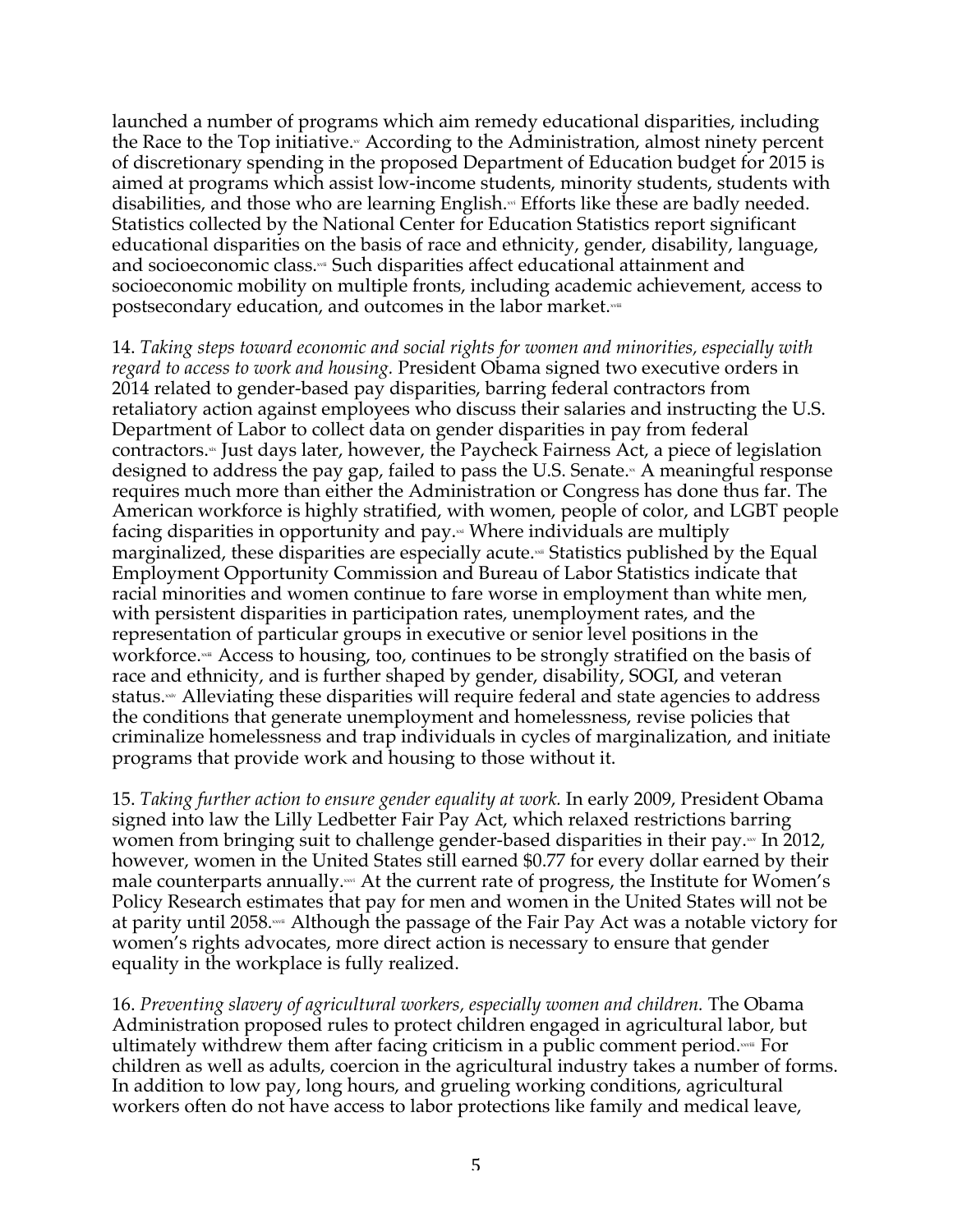launched a number of programs which aim remedy educational disparities, including the Race to the Top initiative.[xv] According to the Administration, almost ninety percent of discretionary spending in the proposed Department of Education budget for 2015 is aimed at programs which assist low-income students, minority students, students with disabilities, and those who are learning English.[xvi] Efforts like these are badly needed. Statistics collected by the National Center for Education Statistics report significant educational disparities on the basis of race and ethnicity, gender, disability, language, and socioeconomic class.[xvii] Such disparities affect educational attainment and socioeconomic mobility on multiple fronts, including academic achievement, access to postsecondary education, and outcomes in the labor market.[xviii]

14. *Taking steps toward economic and social rights for women and minorities, especially with regard to access to work and housing.* President Obama signed two executive orders in 2014 related to gender-based pay disparities, barring federal contractors from retaliatory action against employees who discuss their salaries and instructing the U.S. Department of Labor to collect data on gender disparities in pay from federal contractors.[xix] Just days later, however, the Paycheck Fairness Act, a piece of legislation designed to address the pay gap, failed to pass the U.S. Senate.[xx] A meaningful response requires much more than either the Administration or Congress has done thus far. The American workforce is highly stratified, with women, people of color, and LGBT people facing disparities in opportunity and pay.[xxi] Where individuals are multiply marginalized, these disparities are especially acute.[xxii] Statistics published by the Equal Employment Opportunity Commission and Bureau of Labor Statistics indicate that racial minorities and women continue to fare worse in employment than white men, with persistent disparities in participation rates, unemployment rates, and the representation of particular groups in executive or senior level positions in the workforce.[xxiii] Access to housing, too, continues to be strongly stratified on the basis of race and ethnicity, and is further shaped by gender, disability, SOGI, and veteran status.[xxiv] Alleviating these disparities will require federal and state agencies to address the conditions that generate unemployment and homelessness, revise policies that criminalize homelessness and trap individuals in cycles of marginalization, and initiate programs that provide work and housing to those without it.

15. *Taking further action to ensure gender equality at work.* In early 2009, President Obama signed into law the Lilly Ledbetter Fair Pay Act, which relaxed restrictions barring women from bringing suit to challenge gender-based disparities in their pay.[xxv] In 2012, however, women in the United States still earned $0.77 for every dollar earned by their male counterparts annually.[xxvi] At the current rate of progress, the Institute for Women's Policy Research estimates that pay for men and women in the United States will not be at parity until 2058.[xxvii] Although the passage of the Fair Pay Act was a notable victory for women's rights advocates, more direct action is necessary to ensure that gender equality in the workplace is fully realized.

16. *Preventing slavery of agricultural workers, especially women and children.* The Obama Administration proposed rules to protect children engaged in agricultural labor, but ultimately withdrew them after facing criticism in a public comment period.[xxviii] For children as well as adults, coercion in the agricultural industry takes a number of forms. In addition to low pay, long hours, and grueling working conditions, agricultural workers often do not have access to labor protections like family and medical leave,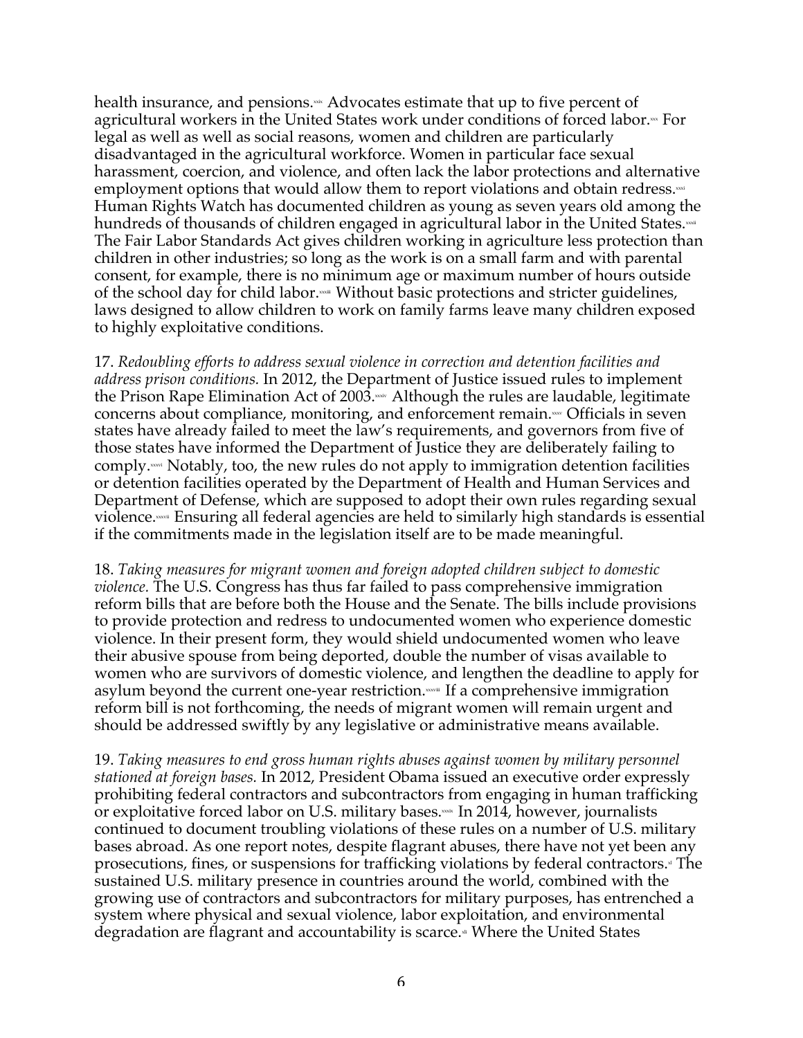health insurance, and pensions.[xxix] Advocates estimate that up to five percent of agricultural workers in the United States work under conditions of forced labor.[xxx] For legal as well as well as social reasons, women and children are particularly disadvantaged in the agricultural workforce. Women in particular face sexual harassment, coercion, and violence, and often lack the labor protections and alternative employment options that would allow them to report violations and obtain redress.[xxxi] Human Rights Watch has documented children as young as seven years old among the hundreds of thousands of children engaged in agricultural labor in the United States.[xxxii] The Fair Labor Standards Act gives children working in agriculture less protection than children in other industries; so long as the work is on a small farm and with parental consent, for example, there is no minimum age or maximum number of hours outside of the school day for child labor.[xxxiii] Without basic protections and stricter guidelines, laws designed to allow children to work on family farms leave many children exposed to highly exploitative conditions.

17. *Redoubling efforts to address sexual violence in correction and detention facilities and address prison conditions.* In 2012, the Department of Justice issued rules to implement the Prison Rape Elimination Act of 2003.[xxxiv] Although the rules are laudable, legitimate concerns about compliance, monitoring, and enforcement remain.[xxxv] Officials in seven states have already failed to meet the law's requirements, and governors from five of those states have informed the Department of Justice they are deliberately failing to comply.[xxxvi] Notably, too, the new rules do not apply to immigration detention facilities or detention facilities operated by the Department of Health and Human Services and Department of Defense, which are supposed to adopt their own rules regarding sexual violence.[xxxvii] Ensuring all federal agencies are held to similarly high standards is essential if the commitments made in the legislation itself are to be made meaningful.

18. *Taking measures for migrant women and foreign adopted children subject to domestic violence.* The U.S. Congress has thus far failed to pass comprehensive immigration reform bills that are before both the House and the Senate. The bills include provisions to provide protection and redress to undocumented women who experience domestic violence. In their present form, they would shield undocumented women who leave their abusive spouse from being deported, double the number of visas available to women who are survivors of domestic violence, and lengthen the deadline to apply for asylum beyond the current one-year restriction.[xxxviii] If a comprehensive immigration reform bill is not forthcoming, the needs of migrant women will remain urgent and should be addressed swiftly by any legislative or administrative means available.

19. *Taking measures to end gross human rights abuses against women by military personnel stationed at foreign bases.* In 2012, President Obama issued an executive order expressly prohibiting federal contractors and subcontractors from engaging in human trafficking or exploitative forced labor on U.S. military bases.[xxxix] In 2014, however, journalists continued to document troubling violations of these rules on a number of U.S. military bases abroad. As one report notes, despite flagrant abuses, there have not yet been any prosecutions, fines, or suspensions for trafficking violations by federal contractors.[xl] The sustained U.S. military presence in countries around the world, combined with the growing use of contractors and subcontractors for military purposes, has entrenched a system where physical and sexual violence, labor exploitation, and environmental degradation are flagrant and accountability is scarce.[xli] Where the United States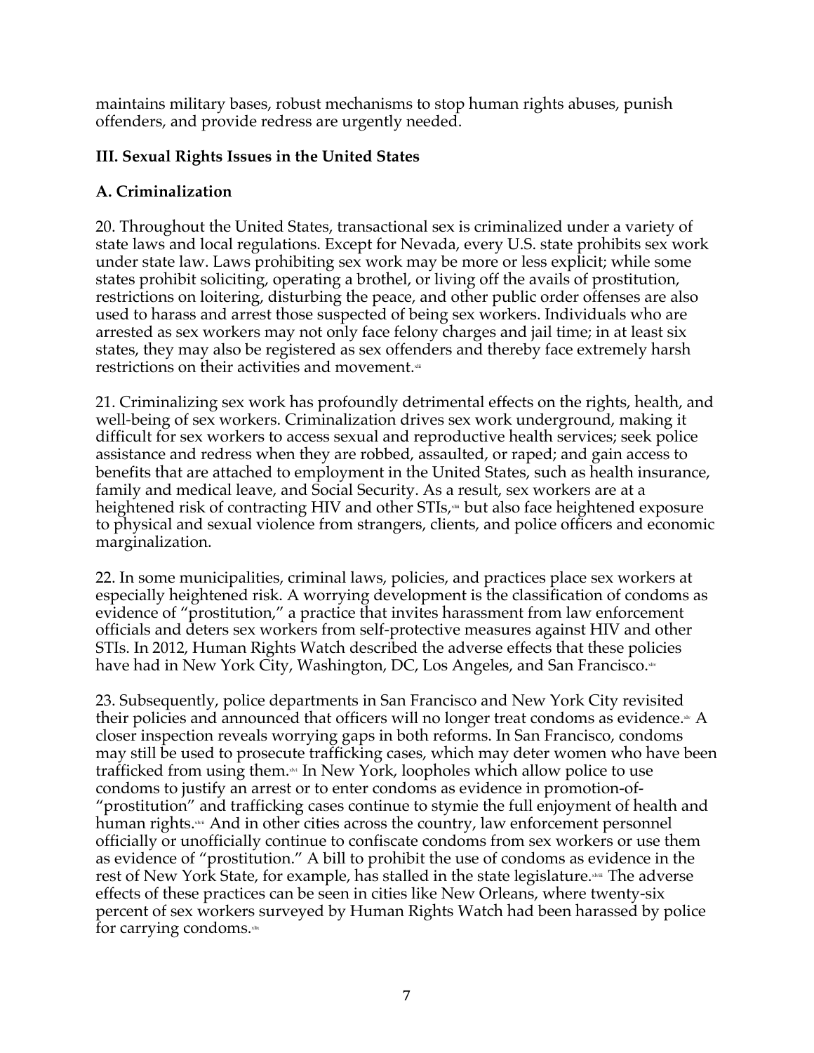maintains military bases, robust mechanisms to stop human rights abuses, punish offenders, and provide redress are urgently needed.

## III. Sexual Rights Issues in the United States

### A. Criminalization

20. Throughout the United States, transactional sex is criminalized under a variety of state laws and local regulations. Except for Nevada, every U.S. state prohibits sex work under state law. Laws prohibiting sex work may be more or less explicit; while some states prohibit soliciting, operating a brothel, or living off the avails of prostitution, restrictions on loitering, disturbing the peace, and other public order offenses are also used to harass and arrest those suspected of being sex workers. Individuals who are arrested as sex workers may not only face felony charges and jail time; in at least six states, they may also be registered as sex offenders and thereby face extremely harsh restrictions on their activities and movement.[xlii]

21. Criminalizing sex work has profoundly detrimental effects on the rights, health, and well-being of sex workers. Criminalization drives sex work underground, making it difficult for sex workers to access sexual and reproductive health services; seek police assistance and redress when they are robbed, assaulted, or raped; and gain access to benefits that are attached to employment in the United States, such as health insurance, family and medical leave, and Social Security. As a result, sex workers are at a heightened risk of contracting HIV and other STIs,[xliii] but also face heightened exposure to physical and sexual violence from strangers, clients, and police officers and economic marginalization.

22. In some municipalities, criminal laws, policies, and practices place sex workers at especially heightened risk. A worrying development is the classification of condoms as evidence of "prostitution," a practice that invites harassment from law enforcement officials and deters sex workers from self-protective measures against HIV and other STIs. In 2012, Human Rights Watch described the adverse effects that these policies have had in New York City, Washington, DC, Los Angeles, and San Francisco.[xliv]

23. Subsequently, police departments in San Francisco and New York City revisited their policies and announced that officers will no longer treat condoms as evidence.[xlv] A closer inspection reveals worrying gaps in both reforms. In San Francisco, condoms may still be used to prosecute trafficking cases, which may deter women who have been trafficked from using them.[xlvi] In New York, loopholes which allow police to use condoms to justify an arrest or to enter condoms as evidence in promotion-of-"prostitution" and trafficking cases continue to stymie the full enjoyment of health and human rights.[xlvii] And in other cities across the country, law enforcement personnel officially or unofficially continue to confiscate condoms from sex workers or use them as evidence of "prostitution." A bill to prohibit the use of condoms as evidence in the rest of New York State, for example, has stalled in the state legislature.[xlviii] The adverse effects of these practices can be seen in cities like New Orleans, where twenty-six percent of sex workers surveyed by Human Rights Watch had been harassed by police for carrying condoms.[xlix]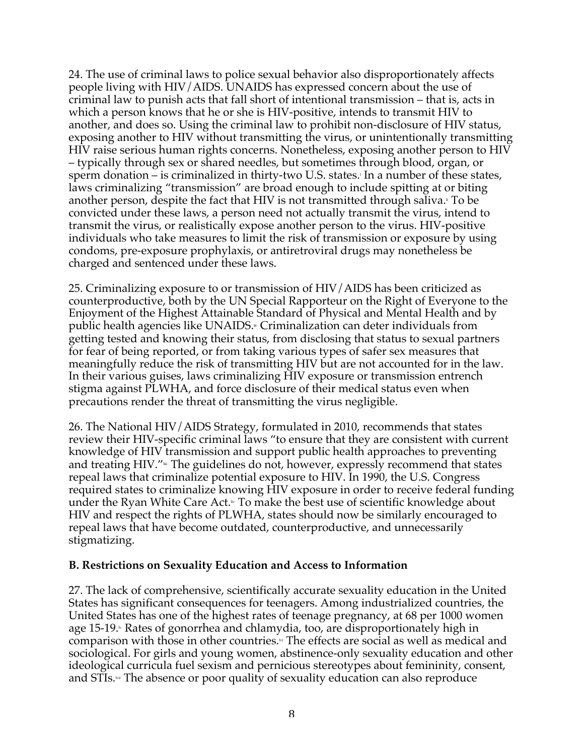24. The use of criminal laws to police sexual behavior also disproportionately affects people living with HIV/AIDS. UNAIDS has expressed concern about the use of criminal law to punish acts that fall short of intentional transmission – that is, acts in which a person knows that he or she is HIV-positive, intends to transmit HIV to another, and does so. Using the criminal law to prohibit non-disclosure of HIV status, exposing another to HIV without transmitting the virus, or unintentionally transmitting HIV raise serious human rights concerns. Nonetheless, exposing another person to HIV – typically through sex or shared needles, but sometimes through blood, organ, or sperm donation – is criminalized in thirty-two U.S. states.[l] In a number of these states, laws criminalizing "transmission" are broad enough to include spitting at or biting another person, despite the fact that HIV is not transmitted through saliva.[li] To be convicted under these laws, a person need not actually transmit the virus, intend to transmit the virus, or realistically expose another person to the virus. HIV-positive individuals who take measures to limit the risk of transmission or exposure by using condoms, pre-exposure prophylaxis, or antiretroviral drugs may nonetheless be charged and sentenced under these laws.

25. Criminalizing exposure to or transmission of HIV/AIDS has been criticized as counterproductive, both by the UN Special Rapporteur on the Right of Everyone to the Enjoyment of the Highest Attainable Standard of Physical and Mental Health and by public health agencies like UNAIDS.[lii] Criminalization can deter individuals from getting tested and knowing their status, from disclosing that status to sexual partners for fear of being reported, or from taking various types of safer sex measures that meaningfully reduce the risk of transmitting HIV but are not accounted for in the law. In their various guises, laws criminalizing HIV exposure or transmission entrench stigma against PLWHA, and force disclosure of their medical status even when precautions render the threat of transmitting the virus negligible.

26. The National HIV/AIDS Strategy, formulated in 2010, recommends that states review their HIV-specific criminal laws "to ensure that they are consistent with current knowledge of HIV transmission and support public health approaches to preventing and treating HIV."[liii] The guidelines do not, however, expressly recommend that states repeal laws that criminalize potential exposure to HIV. In 1990, the U.S. Congress required states to criminalize knowing HIV exposure in order to receive federal funding under the Ryan White Care Act.[liv] To make the best use of scientific knowledge about HIV and respect the rights of PLWHA, states should now be similarly encouraged to repeal laws that have become outdated, counterproductive, and unnecessarily stigmatizing.

**B. Restrictions on Sexuality Education and Access to Information**

27. The lack of comprehensive, scientifically accurate sexuality education in the United States has significant consequences for teenagers. Among industrialized countries, the United States has one of the highest rates of teenage pregnancy, at 68 per 1000 women age 15-19.[lv] Rates of gonorrhea and chlamydia, too, are disproportionately high in comparison with those in other countries.[lvi] The effects are social as well as medical and sociological. For girls and young women, abstinence-only sexuality education and other ideological curricula fuel sexism and pernicious stereotypes about femininity, consent, and STIs.[lvii] The absence or poor quality of sexuality education can also reproduce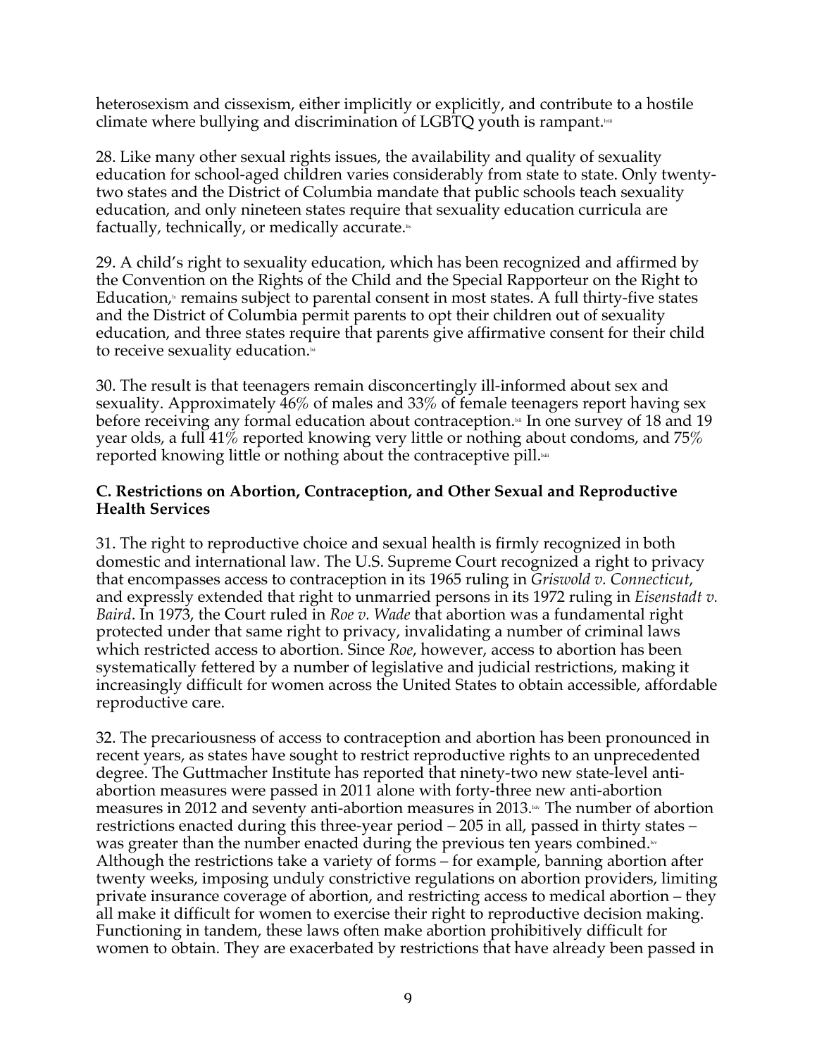heterosexism and cissexism, either implicitly or explicitly, and contribute to a hostile climate where bullying and discrimination of LGBTQ youth is rampant.[lviii]

28. Like many other sexual rights issues, the availability and quality of sexuality education for school-aged children varies considerably from state to state. Only twenty-two states and the District of Columbia mandate that public schools teach sexuality education, and only nineteen states require that sexuality education curricula are factually, technically, or medically accurate.[lix]

29. A child's right to sexuality education, which has been recognized and affirmed by the Convention on the Rights of the Child and the Special Rapporteur on the Right to Education,[lx] remains subject to parental consent in most states. A full thirty-five states and the District of Columbia permit parents to opt their children out of sexuality education, and three states require that parents give affirmative consent for their child to receive sexuality education.[lxi]

30. The result is that teenagers remain disconcertingly ill-informed about sex and sexuality. Approximately 46% of males and 33% of female teenagers report having sex before receiving any formal education about contraception.[lxii] In one survey of 18 and 19 year olds, a full 41% reported knowing very little or nothing about condoms, and 75% reported knowing little or nothing about the contraceptive pill.[lxiii]

**C. Restrictions on Abortion, Contraception, and Other Sexual and Reproductive Health Services**

31. The right to reproductive choice and sexual health is firmly recognized in both domestic and international law. The U.S. Supreme Court recognized a right to privacy that encompasses access to contraception in its 1965 ruling in *Griswold v. Connecticut*, and expressly extended that right to unmarried persons in its 1972 ruling in *Eisenstadt v. Baird*. In 1973, the Court ruled in *Roe v. Wade* that abortion was a fundamental right protected under that same right to privacy, invalidating a number of criminal laws which restricted access to abortion. Since *Roe*, however, access to abortion has been systematically fettered by a number of legislative and judicial restrictions, making it increasingly difficult for women across the United States to obtain accessible, affordable reproductive care.

32. The precariousness of access to contraception and abortion has been pronounced in recent years, as states have sought to restrict reproductive rights to an unprecedented degree. The Guttmacher Institute has reported that ninety-two new state-level anti-abortion measures were passed in 2011 alone with forty-three new anti-abortion measures in 2012 and seventy anti-abortion measures in 2013.[lxiv] The number of abortion restrictions enacted during this three-year period – 205 in all, passed in thirty states – was greater than the number enacted during the previous ten years combined.[lxv] Although the restrictions take a variety of forms – for example, banning abortion after twenty weeks, imposing unduly constrictive regulations on abortion providers, limiting private insurance coverage of abortion, and restricting access to medical abortion – they all make it difficult for women to exercise their right to reproductive decision making. Functioning in tandem, these laws often make abortion prohibitively difficult for women to obtain. They are exacerbated by restrictions that have already been passed in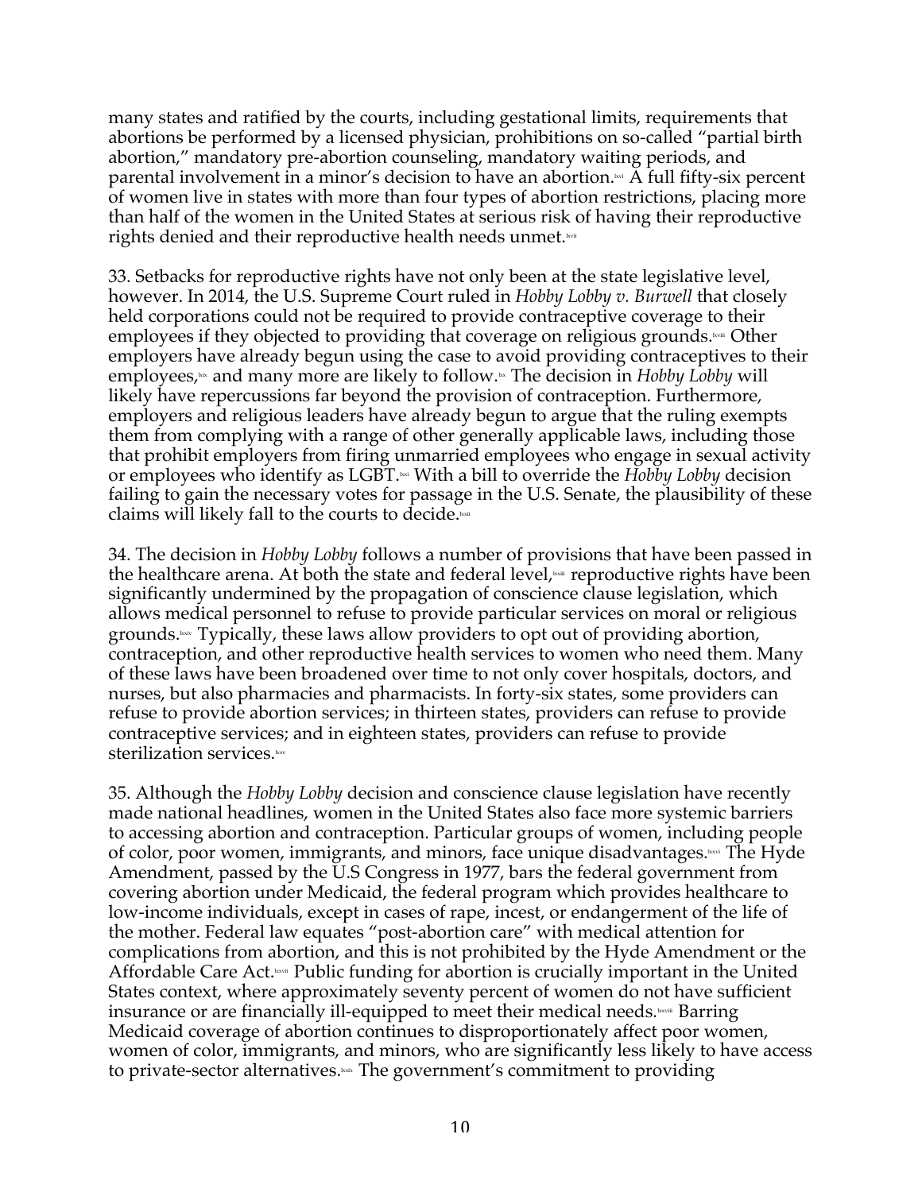many states and ratified by the courts, including gestational limits, requirements that abortions be performed by a licensed physician, prohibitions on so-called "partial birth abortion," mandatory pre-abortion counseling, mandatory waiting periods, and parental involvement in a minor's decision to have an abortion.[lxvi] A full fifty-six percent of women live in states with more than four types of abortion restrictions, placing more than half of the women in the United States at serious risk of having their reproductive rights denied and their reproductive health needs unmet.[lxvii]

33. Setbacks for reproductive rights have not only been at the state legislative level, however. In 2014, the U.S. Supreme Court ruled in *Hobby Lobby v. Burwell* that closely held corporations could not be required to provide contraceptive coverage to their employees if they objected to providing that coverage on religious grounds.[lxviii] Other employers have already begun using the case to avoid providing contraceptives to their employees,[lxix] and many more are likely to follow.[lxx] The decision in *Hobby Lobby* will likely have repercussions far beyond the provision of contraception. Furthermore, employers and religious leaders have already begun to argue that the ruling exempts them from complying with a range of other generally applicable laws, including those that prohibit employers from firing unmarried employees who engage in sexual activity or employees who identify as LGBT.[lxxi] With a bill to override the *Hobby Lobby* decision failing to gain the necessary votes for passage in the U.S. Senate, the plausibility of these claims will likely fall to the courts to decide.[lxxii]

34. The decision in *Hobby Lobby* follows a number of provisions that have been passed in the healthcare arena. At both the state and federal level,[lxxiii] reproductive rights have been significantly undermined by the propagation of conscience clause legislation, which allows medical personnel to refuse to provide particular services on moral or religious grounds.[lxxiv] Typically, these laws allow providers to opt out of providing abortion, contraception, and other reproductive health services to women who need them. Many of these laws have been broadened over time to not only cover hospitals, doctors, and nurses, but also pharmacies and pharmacist. In forty-six states, some providers can refuse to provide abortion services; in thirteen states, providers can refuse to provide contraceptive services; and in eighteen states, providers can refuse to provide sterilization services.[lxxv]

35. Although the *Hobby Lobby* decision and conscience clause legislation have recently made national headlines, women in the United States also face more systemic barriers to accessing abortion and contraception. Particular groups of women, including people of color, poor women, immigrants, and minors, face unique disadvantages.[lxxvi] The Hyde Amendment, passed by the U.S Congress in 1977, bars the federal government from covering abortion under Medicaid, the federal program which provides healthcare to low-income individuals, except in cases of rape, incest, or endangerment of the life of the mother. Federal law equates "post-abortion care" with medical attention for complications from abortion, and this is not prohibited by the Hyde Amendment or the Affordable Care Act.[lxxvii] Public funding for abortion is crucially important in the United States context, where approximately seventy percent of women do not have sufficient insurance or are financially ill-equipped to meet their medical needs.[lxxviii] Barring Medicaid coverage of abortion continues to disproportionately affect poor women, women of color, immigrants, and minors, who are significantly less likely to have access to private-sector alternatives.[lxxix] The government's commitment to providing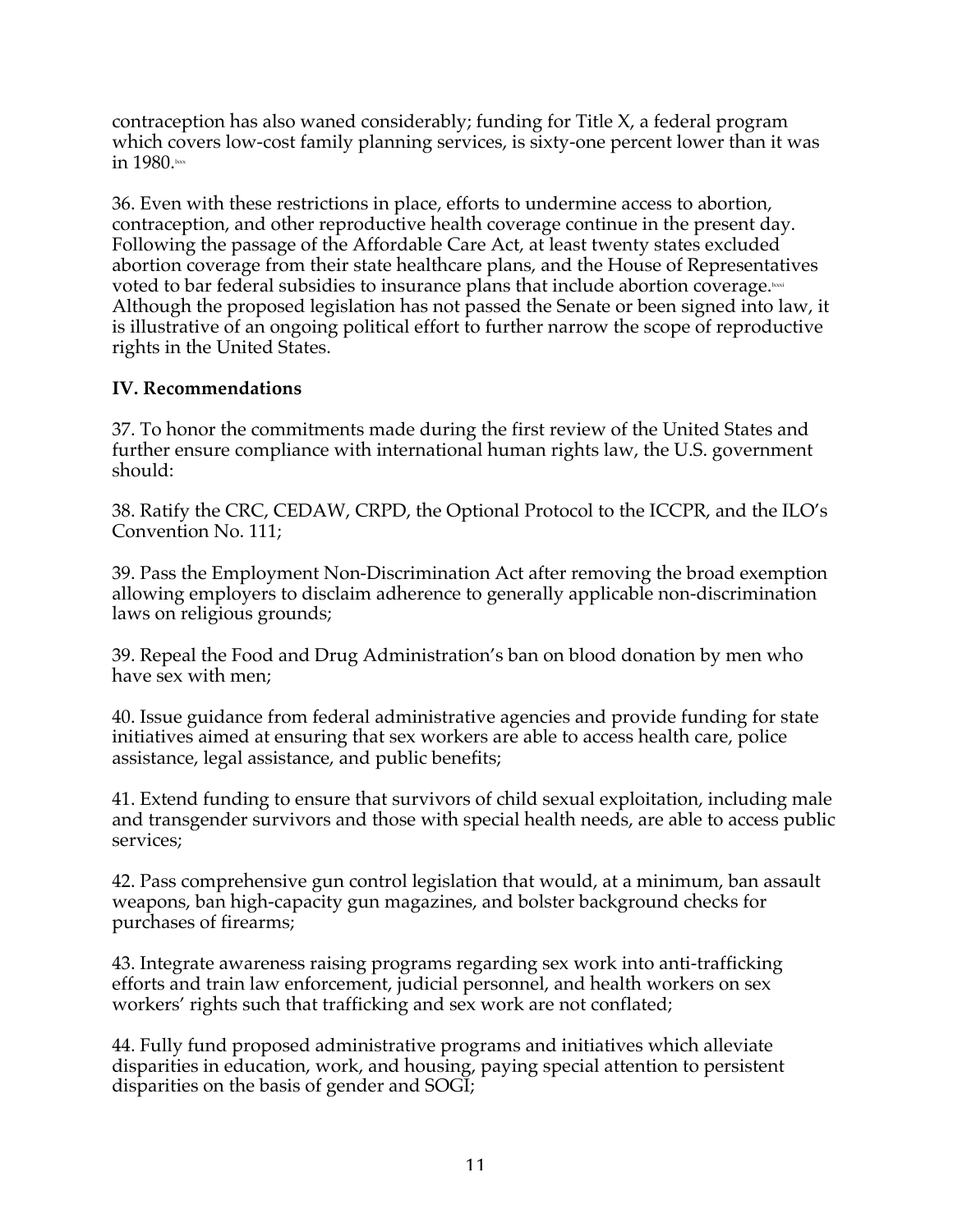contraception has also waned considerably; funding for Title X, a federal program which covers low-cost family planning services, is sixty-one percent lower than it was in 1980.[lxxx]

36. Even with these restrictions in place, efforts to undermine access to abortion, contraception, and other reproductive health coverage continue in the present day. Following the passage of the Affordable Care Act, at least twenty states excluded abortion coverage from their state healthcare plans, and the House of Representatives voted to bar federal subsidies to insurance plans that include abortion coverage.[lxxxi] Although the proposed legislation has not passed the Senate or been signed into law, it is illustrative of an ongoing political effort to further narrow the scope of reproductive rights in the United States.

**IV. Recommendations**

37. To honor the commitments made during the first review of the United States and further ensure compliance with international human rights law, the U.S. government should:

38. Ratify the CRC, CEDAW, CRPD, the Optional Protocol to the ICCPR, and the ILO's Convention No. 111;

39. Pass the Employment Non-Discrimination Act after removing the broad exemption allowing employers to disclaim adherence to generally applicable non-discrimination laws on religious grounds;

39. Repeal the Food and Drug Administration's ban on blood donation by men who have sex with men;

40. Issue guidance from federal administrative agencies and provide funding for state initiatives aimed at ensuring that sex workers are able to access health care, police assistance, legal assistance, and public benefits;

41. Extend funding to ensure that survivors of child sexual exploitation, including male and transgender survivors and those with special health needs, are able to access public services;

42. Pass comprehensive gun control legislation that would, at a minimum, ban assault weapons, ban high-capacity gun magazines, and bolster background checks for purchases of firearms;

43. Integrate awareness raising programs regarding sex work into anti-trafficking efforts and train law enforcement, judicial personnel, and health workers on sex workers' rights such that trafficking and sex work are not conflated;

44. Fully fund proposed administrative programs and initiatives which alleviate disparities in education, work, and housing, paying special attention to persistent disparities on the basis of gender and SOGI;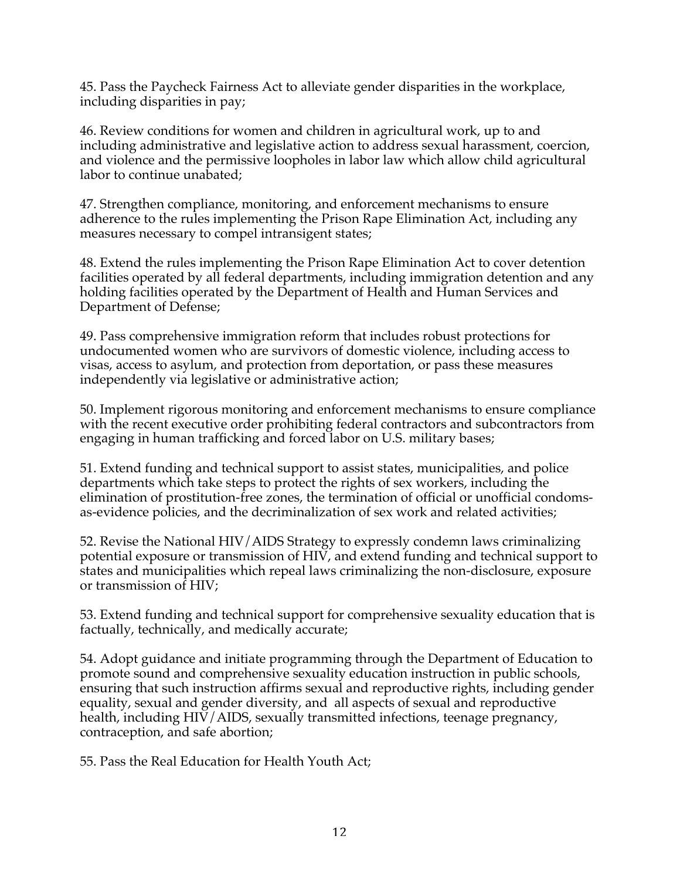45. Pass the Paycheck Fairness Act to alleviate gender disparities in the workplace, including disparities in pay;

46. Review conditions for women and children in agricultural work, up to and including administrative and legislative action to address sexual harassment, coercion, and violence and the permissive loopholes in labor law which allow child agricultural labor to continue unabated;

47. Strengthen compliance, monitoring, and enforcement mechanisms to ensure adherence to the rules implementing the Prison Rape Elimination Act, including any measures necessary to compel intransigent states;

48. Extend the rules implementing the Prison Rape Elimination Act to cover detention facilities operated by all federal departments, including immigration detention and any holding facilities operated by the Department of Health and Human Services and Department of Defense;

49. Pass comprehensive immigration reform that includes robust protections for undocumented women who are survivors of domestic violence, including access to visas, access to asylum, and protection from deportation, or pass these measures independently via legislative or administrative action;

50. Implement rigorous monitoring and enforcement mechanisms to ensure compliance with the recent executive order prohibiting federal contractors and subcontractors from engaging in human trafficking and forced labor on U.S. military bases;

51. Extend funding and technical support to assist states, municipalities, and police departments which take steps to protect the rights of sex workers, including the elimination of prostitution-free zones, the termination of official or unofficial condoms-as-evidence policies, and the decriminalization of sex work and related activities;

52. Revise the National HIV/AIDS Strategy to expressly condemn laws criminalizing potential exposure or transmission of HIV, and extend funding and technical support to states and municipalities which repeal laws criminalizing the non-disclosure, exposure or transmission of HIV;

53. Extend funding and technical support for comprehensive sexuality education that is factually, technically, and medically accurate;

54. Adopt guidance and initiate programming through the Department of Education to promote sound and comprehensive sexuality education instruction in public schools, ensuring that such instruction affirms sexual and reproductive rights, including gender equality, sexual and gender diversity, and all aspects of sexual and reproductive health, including HIV/AIDS, sexually transmitted infections, teenage pregnancy, contraception, and safe abortion;

55. Pass the Real Education for Health Youth Act;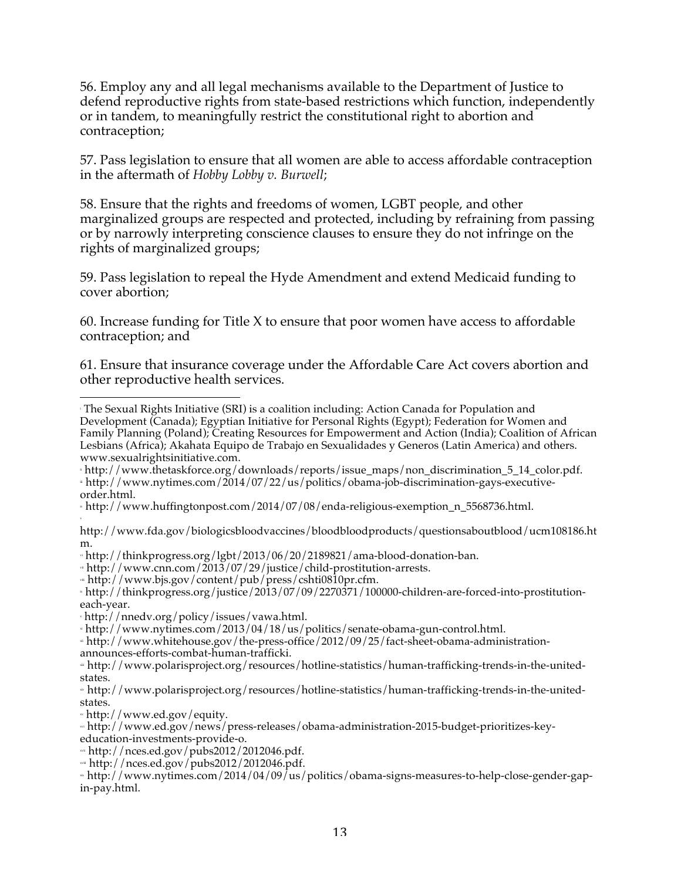56. Employ any and all legal mechanisms available to the Department of Justice to defend reproductive rights from state-based restrictions which function, independently or in tandem, to meaningfully restrict the constitutional right to abortion and contraception;

57. Pass legislation to ensure that all women are able to access affordable contraception in the aftermath of *Hobby Lobby v. Burwell*;

58. Ensure that the rights and freedoms of women, LGBT people, and other marginalized groups are respected and protected, including by refraining from passing or by narrowly interpreting conscience clauses to ensure they do not infringe on the rights of marginalized groups;

59. Pass legislation to repeal the Hyde Amendment and extend Medicaid funding to cover abortion;

60. Increase funding for Title X to ensure that poor women have access to affordable contraception; and

61. Ensure that insurance coverage under the Affordable Care Act covers abortion and other reproductive health services.

---

[i] The Sexual Rights Initiative (SRI) is a coalition including: Action Canada for Population and Development (Canada); Egyptian Initiative for Personal Rights (Egypt); Federation for Women and Family Planning (Poland); Creating Resources for Empowerment and Action (India); Coalition of African Lesbians (Africa); Akahata Equipo de Trabajo en Sexualidades y Generos (Latin America) and others. www.sexualrightsinitiative.com.

[ii] http://www.thetaskforce.org/downloads/reports/issue_maps/non_discrimination_5_14_color.pdf.

[iii] http://www.nytimes.com/2014/07/22/us/politics/obama-job-discrimination-gays-executive-order.html.

[iv] http://www.huffingtonpost.com/2014/07/08/enda-religious-exemption_n_5568736.html.

[v] http://www.fda.gov/biologicsbloodvaccines/bloodbloodproducts/questionsaboutblood/ucm108186.htm.

[vi] http://thinkprogress.org/lgbt/2013/06/20/2189821/ama-blood-donation-ban.

[vii] http://www.cnn.com/2013/07/29/justice/child-prostitution-arrests.

[viii] http://www.bjs.gov/content/pub/press/cshti0810pr.cfm.

[ix] http://thinkprogress.org/justice/2013/07/09/2270371/100000-children-are-forced-into-prostitution-each-year.

[x] http://nnedv.org/policy/issues/vawa.html.

[xi] http://www.nytimes.com/2013/04/18/us/politics/senate-obama-gun-control.html.

[xii] http://www.whitehouse.gov/the-press-office/2012/09/25/fact-sheet-obama-administration-announces-efforts-combat-human-trafficki.

[xiii] http://www.polarisproject.org/resources/hotline-statistics/human-trafficking-trends-in-the-united-states.

[xiv] http://www.polarisproject.org/resources/hotline-statistics/human-trafficking-trends-in-the-united-states.

[xv] http://www.ed.gov/equity.

[xvi] http://www.ed.gov/news/press-releases/obama-administration-2015-budget-prioritizes-key-education-investments-provide-o.

[xvii] http://nces.ed.gov/pubs2012/2012046.pdf.

[xviii] http://nces.ed.gov/pubs2012/2012046.pdf.

[xix] http://www.nytimes.com/2014/04/09/us/politics/obama-signs-measures-to-help-close-gender-gap-in-pay.html.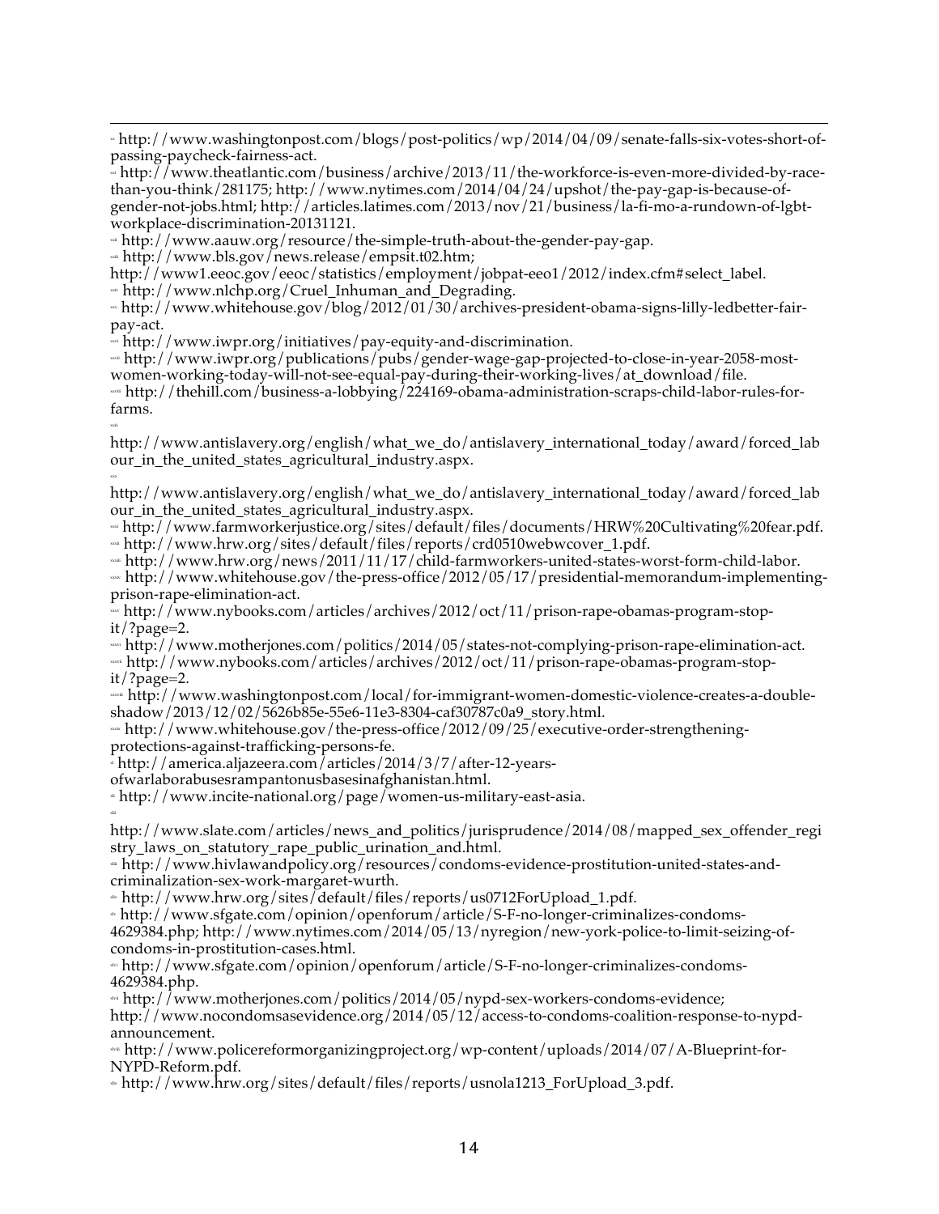[xv] http://www.washingtonpost.com/blogs/post-politics/wp/2014/04/09/senate-falls-six-votes-short-of-passing-paycheck-fairness-act.

[xvi] http://www.theatlantic.com/business/archive/2013/11/the-workforce-is-even-more-divided-by-race-than-you-think/281175; http://www.nytimes.com/2014/04/24/upshot/the-pay-gap-is-because-of-gender-not-jobs.html; http://articles.latimes.com/2013/nov/21/business/la-fi-mo-a-rundown-of-lgbt-workplace-discrimination-20131121.

[xvii] http://www.aauw.org/resource/the-simple-truth-about-the-gender-pay-gap.

[xviii] http://www.bls.gov/news.release/empsit.t02.htm; http://www1.eeoc.gov/eeoc/statistics/employment/jobpat-eeo1/2012/index.cfm#select_label.

[xix] http://www.nlchp.org/Cruel_Inhuman_and_Degrading.

[xx] http://www.whitehouse.gov/blog/2012/01/30/archives-president-obama-signs-lilly-ledbetter-fair-pay-act.

[xxi] http://www.iwpr.org/initiatives/pay-equity-and-discrimination.

[xxii] http://www.iwpr.org/publications/pubs/gender-wage-gap-projected-to-close-in-year-2058-most-women-working-today-will-not-see-equal-pay-during-their-working-lives/at_download/file.

[xxiii] http://thehill.com/business-a-lobbying/224169-obama-administration-scraps-child-labor-rules-for-farms.

[xxiv] http://www.antislavery.org/english/what_we_do/antislavery_international_today/award/forced_labour_in_the_united_states_agricultural_industry.aspx.

[xxv] http://www.antislavery.org/english/what_we_do/antislavery_international_today/award/forced_labour_in_the_united_states_agricultural_industry.aspx.

[xxvi] http://www.farmworkerjustice.org/sites/default/files/documents/HRW%20Cultivating%20fear.pdf.

[xxvii] http://www.hrw.org/sites/default/files/reports/crd0510webwcover_1.pdf.

[xxviii] http://www.hrw.org/news/2011/11/17/child-farmworkers-united-states-worst-form-child-labor.

[xxix] http://www.whitehouse.gov/the-press-office/2012/05/17/presidential-memorandum-implementing-prison-rape-elimination-act.

[xxx] http://www.nybooks.com/articles/archives/2012/oct/11/prison-rape-obamas-program-stop-it/?page=2.

[xxxi] http://www.motherjones.com/politics/2014/05/states-not-complying-prison-rape-elimination-act.

[xxxii] http://www.nybooks.com/articles/archives/2012/oct/11/prison-rape-obamas-program-stop-it/?page=2.

[xxxiii] http://www.washingtonpost.com/local/for-immigrant-women-domestic-violence-creates-a-double-shadow/2013/12/02/5626b85e-55e6-11e3-8304-caf30787c0a9_story.html.

[xxxiv] http://www.whitehouse.gov/the-press-office/2012/09/25/executive-order-strengthening-protections-against-trafficking-persons-fe.

[xl] http://america.aljazeera.com/articles/2014/3/7/after-12-years-ofwarlaborabusesrampantonusbasesinafghanistan.html.

[xli] http://www.incite-national.org/page/women-us-military-east-asia.

[xlii] http://www.slate.com/articles/news_and_politics/jurisprudence/2014/08/mapped_sex_offender_registry_laws_on_statutory_rape_public_urination_and.html.

[xliii] http://www.hivlawandpolicy.org/resources/condoms-evidence-prostitution-united-states-and-criminalization-sex-work-margaret-wurth.

[xliv] http://www.hrw.org/sites/default/files/reports/us0712ForUpload_1.pdf.

[xlv] http://www.sfgate.com/opinion/openforum/article/S-F-no-longer-criminalizes-condoms-4629384.php; http://www.nytimes.com/2014/05/13/nyregion/new-york-police-to-limit-seizing-of-condoms-in-prostitution-cases.html.

[xlvi] http://www.sfgate.com/opinion/openforum/article/S-F-no-longer-criminalizes-condoms-4629384.php.

[xlvii] http://www.motherjones.com/politics/2014/05/nypd-sex-workers-condoms-evidence; http://www.nocondomsasevidence.org/2014/05/12/access-to-condoms-coalition-response-to-nypd-announcement.

[xlviii] http://www.policereformorganizingproject.org/wp-content/uploads/2014/07/A-Blueprint-for-NYPD-Reform.pdf.

[xlix] http://www.hrw.org/sites/default/files/reports/usnola1213_ForUpload_3.pdf.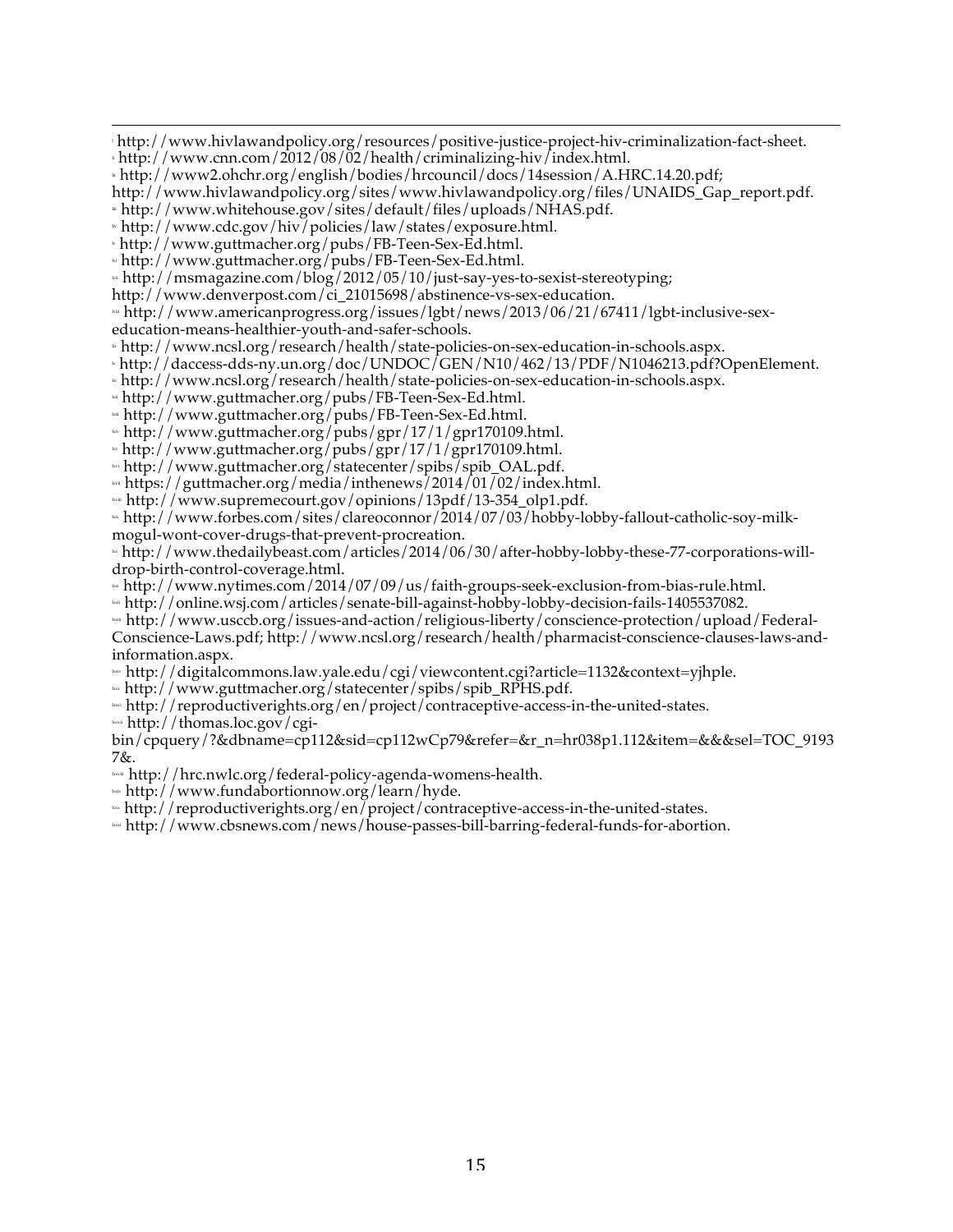[i] http://www.hivlawandpolicy.org/resources/positive-justice-project-hiv-criminalization-fact-sheet.
[ii] http://www.cnn.com/2012/08/02/health/criminalizing-hiv/index.html.
[iii] http://www2.ohchr.org/english/bodies/hrcouncil/docs/14session/A.HRC.14.20.pdf; http://www.hivlawandpolicy.org/sites/www.hivlawandpolicy.org/files/UNAIDS_Gap_report.pdf.
[iii] http://www.whitehouse.gov/sites/default/files/uploads/NHAS.pdf.
[iv] http://www.cdc.gov/hiv/policies/law/states/exposure.html.
[v] http://www.guttmacher.org/pubs/FB-Teen-Sex-Ed.html.
[vi] http://www.guttmacher.org/pubs/FB-Teen-Sex-Ed.html.
[vii] http://msmagazine.com/blog/2012/05/10/just-say-yes-to-sexist-stereotyping; http://www.denverpost.com/ci_21015698/abstinence-vs-sex-education.
[viii] http://www.americanprogress.org/issues/lgbt/news/2013/06/21/67411/lgbt-inclusive-sex-education-means-healthier-youth-and-safer-schools.
[ix] http://www.ncsl.org/research/health/state-policies-on-sex-education-in-schools.aspx.
[x] http://daccess-dds-ny.un.org/doc/UNDOC/GEN/N10/462/13/PDF/N1046213.pdf?OpenElement.
[xi] http://www.ncsl.org/research/health/state-policies-on-sex-education-in-schools.aspx.
[xii] http://www.guttmacher.org/pubs/FB-Teen-Sex-Ed.html.
[xiii] http://www.guttmacher.org/pubs/FB-Teen-Sex-Ed.html.
[xiv] http://www.guttmacher.org/pubs/gpr/17/1/gpr170109.html.
[xv] http://www.guttmacher.org/pubs/gpr/17/1/gpr170109.html.
[xvi] http://www.guttmacher.org/statecenter/spibs/spib_OAL.pdf.
[xvii] https://guttmacher.org/media/inthenews/2014/01/02/index.html.
[xviii] http://www.supremecourt.gov/opinions/13pdf/13-354_olp1.pdf.
[xix] http://www.forbes.com/sites/clareoconnor/2014/07/03/hobby-lobby-fallout-catholic-soy-milk-mogul-wont-cover-drugs-that-prevent-procreation.
[xx] http://www.thedailybeast.com/articles/2014/06/30/after-hobby-lobby-these-77-corporations-will-drop-birth-control-coverage.html.
[xxi] http://www.nytimes.com/2014/07/09/us/faith-groups-seek-exclusion-from-bias-rule.html.
[xxii] http://online.wsj.com/articles/senate-bill-against-hobby-lobby-decision-fails-1405537082.
[xxiii] http://www.usccb.org/issues-and-action/religious-liberty/conscience-protection/upload/Federal-Conscience-Laws.pdf; http://www.ncsl.org/research/health/pharmacist-conscience-clauses-laws-and-information.aspx.
[xxiv] http://digitalcommons.law.yale.edu/cgi/viewcontent.cgi?article=1132&context=yjhple.
[xxv] http://www.guttmacher.org/statecenter/spibs/spib_RPHS.pdf.
[xxvi] http://reproductiverights.org/en/project/contraceptive-access-in-the-united-states.
[xxvii] http://thomas.loc.gov/cgi-bin/cpquery/?&dbname=cp112&sid=cp112wCp79&refer=&r_n=hr038p1.112&item=&&&sel=TOC_91937&.
[xxviii] http://hrc.nwlc.org/federal-policy-agenda-womens-health.
[xxix] http://www.fundabortionnow.org/learn/hyde.
[xxx] http://reproductiverights.org/en/project/contraceptive-access-in-the-united-states.
[xxxi] http://www.cbsnews.com/news/house-passes-bill-barring-federal-funds-for-abortion.